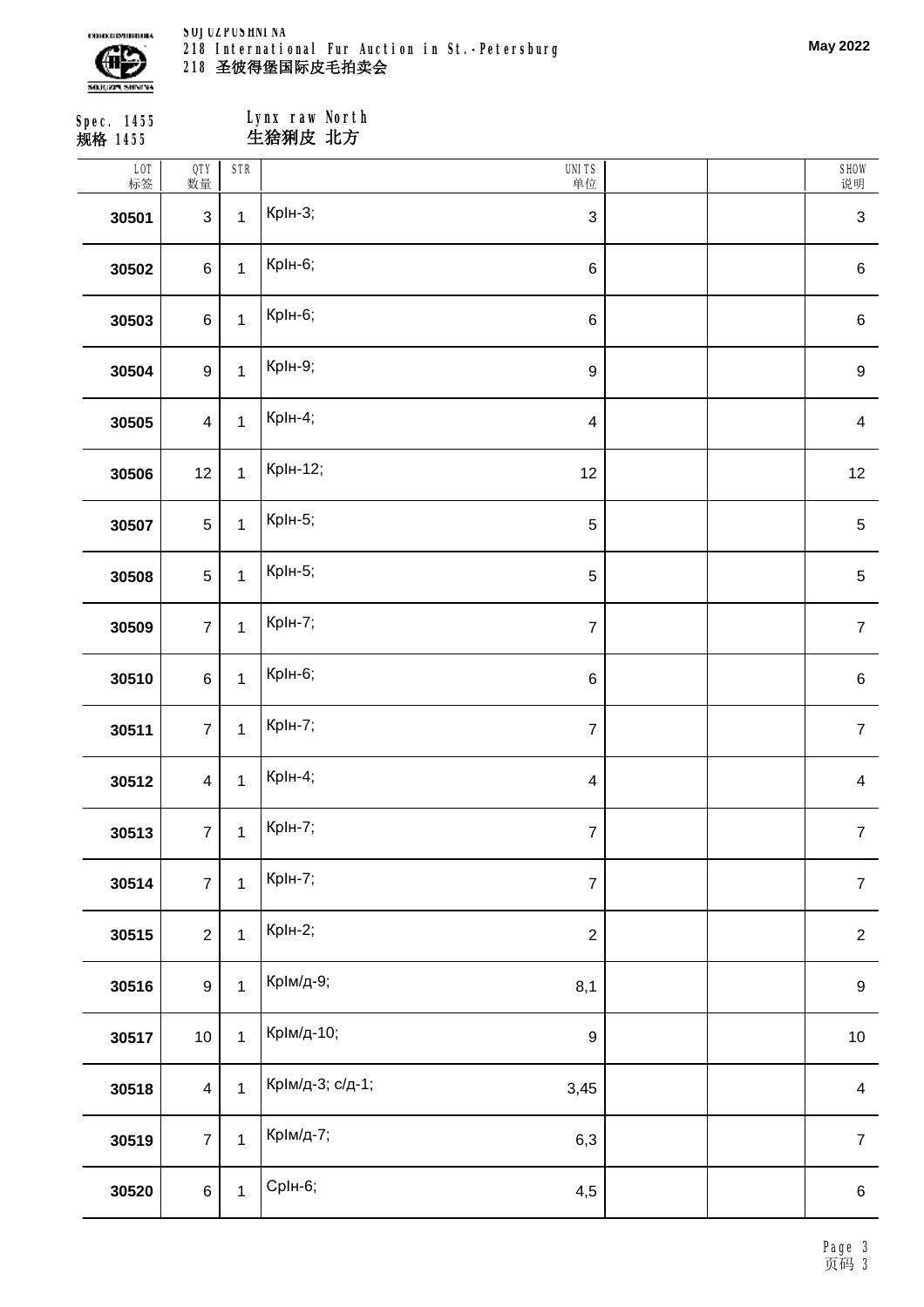SOJUZPUSHNINA
218 International Fur Auction in St.-Petersburg
218 圣彼得堡国际皮毛拍卖会

May 2022

Spec. 1455
规格 1455

## Lynx raw North
## 生猞猁皮 北方

| LOT 标签 | QTY 数量 | STR | | UNITS 单位 | | | SHOW 说明 |
|---|---|---|---|---|---|---|---|
| **30501** | 3 | 1 | КрІн-3; | 3 | | | 3 |
| **30502** | 6 | 1 | КрІн-6; | 6 | | | 6 |
| **30503** | 6 | 1 | КрІн-6; | 6 | | | 6 |
| **30504** | 9 | 1 | КрІн-9; | 9 | | | 9 |
| **30505** | 4 | 1 | КрІн-4; | 4 | | | 4 |
| **30506** | 12 | 1 | КрІн-12; | 12 | | | 12 |
| **30507** | 5 | 1 | КрІн-5; | 5 | | | 5 |
| **30508** | 5 | 1 | КрІн-5; | 5 | | | 5 |
| **30509** | 7 | 1 | КрІн-7; | 7 | | | 7 |
| **30510** | 6 | 1 | КрІн-6; | 6 | | | 6 |
| **30511** | 7 | 1 | КрІн-7; | 7 | | | 7 |
| **30512** | 4 | 1 | КрІн-4; | 4 | | | 4 |
| **30513** | 7 | 1 | КрІн-7; | 7 | | | 7 |
| **30514** | 7 | 1 | КрІн-7; | 7 | | | 7 |
| **30515** | 2 | 1 | КрІн-2; | 2 | | | 2 |
| **30516** | 9 | 1 | КрІм/д-9; | 8,1 | | | 9 |
| **30517** | 10 | 1 | КрІм/д-10; | 9 | | | 10 |
| **30518** | 4 | 1 | КрІм/д-3; с/д-1; | 3,45 | | | 4 |
| **30519** | 7 | 1 | КрІм/д-7; | 6,3 | | | 7 |
| **30520** | 6 | 1 | СрІн-6; | 4,5 | | | 6 |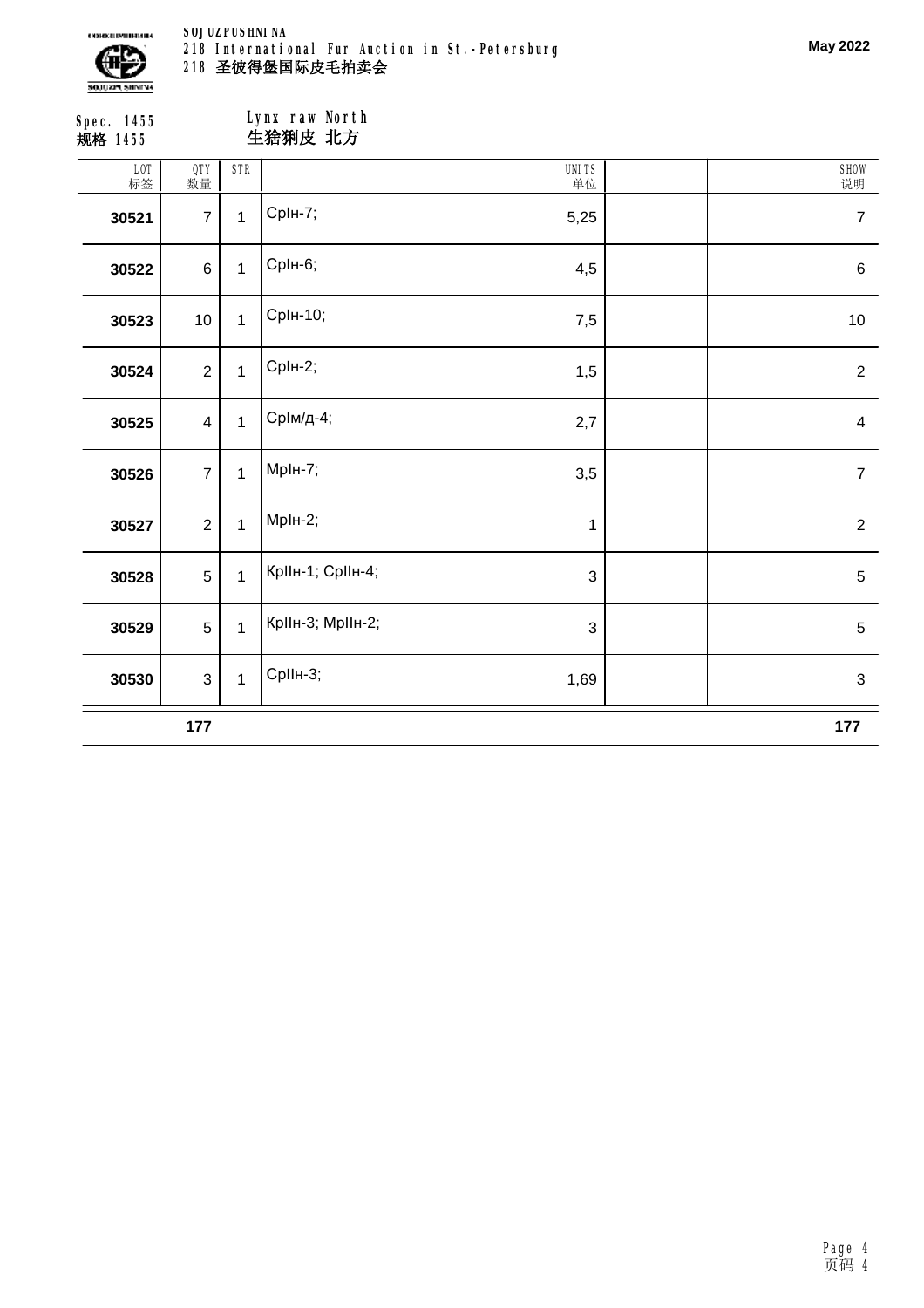Spec. 1455
规格 1455

Lynx raw North
生猞猁皮 北方

| LOT 标签 | QTY 数量 | STR | | UNITS 单位 | | | SHOW 说明 |
|---|---|---|---|---|---|---|---|
| **30521** | 7 | 1 | СрIн-7; | 5,25 | | | 7 |
| **30522** | 6 | 1 | СрIн-6; | 4,5 | | | 6 |
| **30523** | 10 | 1 | СрIн-10; | 7,5 | | | 10 |
| **30524** | 2 | 1 | СрIн-2; | 1,5 | | | 2 |
| **30525** | 4 | 1 | СрIм/д-4; | 2,7 | | | 4 |
| **30526** | 7 | 1 | МрIн-7; | 3,5 | | | 7 |
| **30527** | 2 | 1 | МрIн-2; | 1 | | | 2 |
| **30528** | 5 | 1 | КрIIн-1; СрIIн-4; | 3 | | | 5 |
| **30529** | 5 | 1 | КрIIн-3; МрIIн-2; | 3 | | | 5 |
| **30530** | 3 | 1 | СрIIн-3; | 1,69 | | | 3 |
| | **177** | | | | | | **177** |